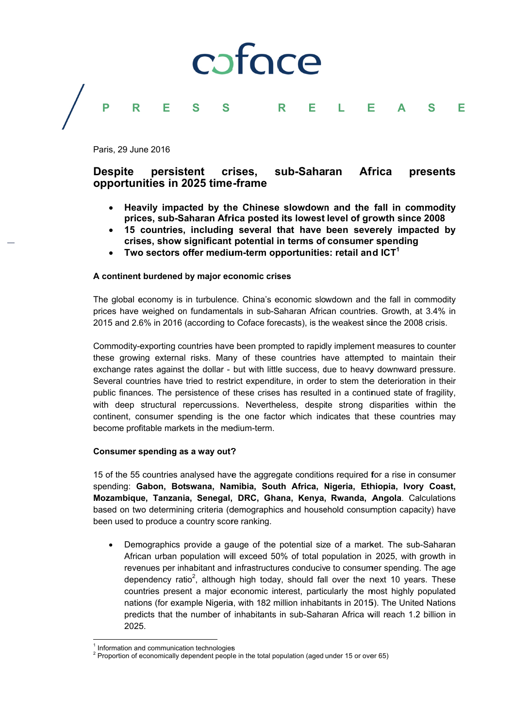coface

PRESS RELEASE

Paris, 29 June 2016

# Despite persistent crises, sub-Saharan Africa presents opportunities in 2025 time-frame

- **Heavily impacted by the Chinese slowdown and the fall in commodity prices, sub-Saharan Africa posted its lowest level of growth since 2008**
- **15 countries, including several that have been severely impacted by crises, show significant potential in terms of consumer spending**
- **Two sectors offer medium-term opportunities: retail and ICT[1]**

### A continent burdened by major economic crises

The global economy is in turbulence. China's economic slowdown and the fall in commodity prices have weighed on fundamentals in sub-Saharan African countries. Growth, at 3.4% in 2015 and 2.6% in 2016 (according to Coface forecasts), is the weakest since the 2008 crisis.

Commodity-exporting countries have been prompted to rapidly implement measures to counter these growing external risks. Many of these countries have attempted to maintain their exchange rates against the dollar - but with little success, due to heavy downward pressure. Several countries have tried to restrict expenditure, in order to stem the deterioration in their public finances. The persistence of these crises has resulted in a continued state of fragility, with deep structural repercussions. Nevertheless, despite strong disparities within the continent, consumer spending is the one factor which indicates that these countries may become profitable markets in the medium-term.

### Consumer spending as a way out?

15 of the 55 countries analysed have the aggregate conditions required for a rise in consumer spending: **Gabon, Botswana, Namibia, South Africa, Nigeria, Ethiopia, Ivory Coast, Mozambique, Tanzania, Senegal, DRC, Ghana, Kenya, Rwanda, Angola**. Calculations based on two determining criteria (demographics and household consumption capacity) have been used to produce a country score ranking.

- Demographics provide a gauge of the potential size of a market. The sub-Saharan African urban population will exceed 50% of total population in 2025, with growth in revenues per inhabitant and infrastructures conducive to consumer spending. The age dependency ratio[2], although high today, should fall over the next 10 years. These countries present a major economic interest, particularly the most highly populated nations (for example Nigeria, with 182 million inhabitants in 2015). The United Nations predicts that the number of inhabitants in sub-Saharan Africa will reach 1.2 billion in 2025.

[1] Information and communication technologies
[2] Proportion of economically dependent people in the total population (aged under 15 or over 65)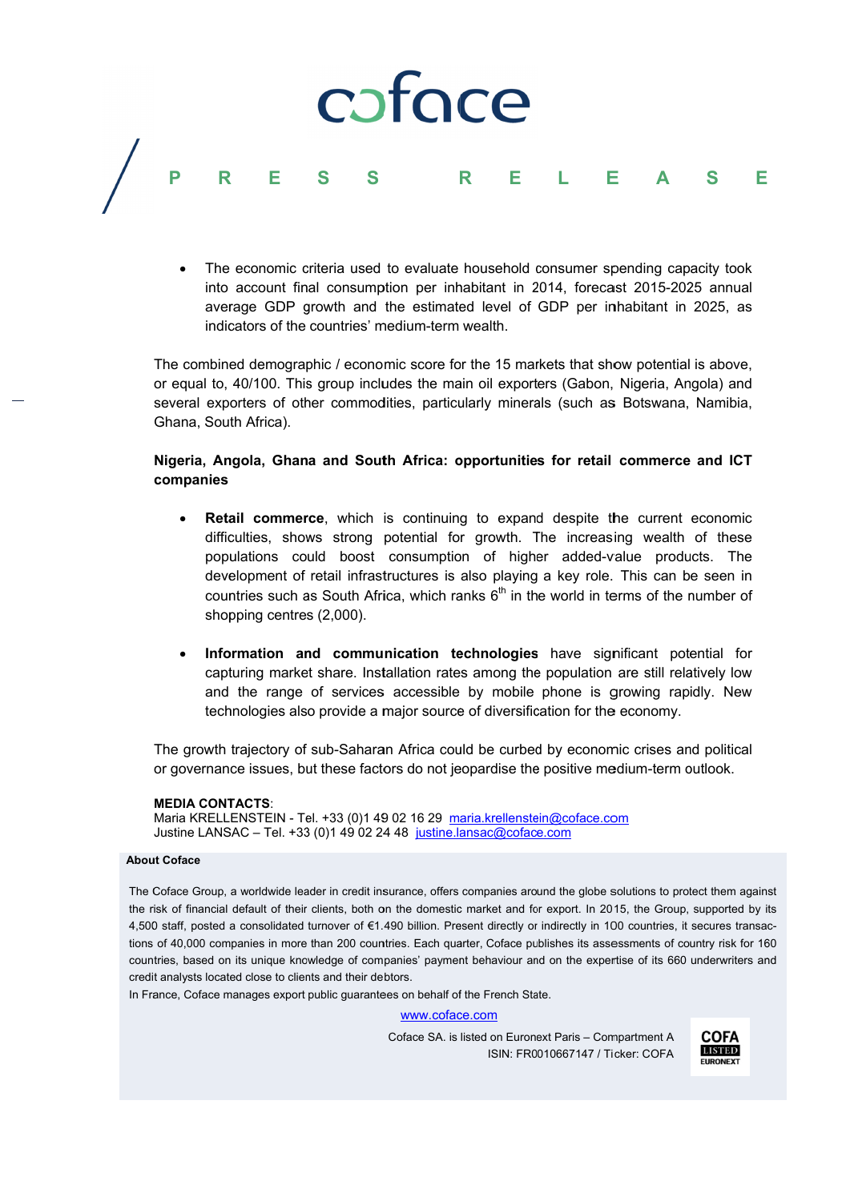- The economic criteria used to evaluate household consumer spending capacity took into account final consumption per inhabitant in 2014, forecast 2015-2025 annual average GDP growth and the estimated level of GDP per inhabitant in 2025, as indicators of the countries' medium-term wealth.

The combined demographic / economic score for the 15 markets that show potential is above, or equal to, 40/100. This group includes the main oil exporters (Gabon, Nigeria, Angola) and several exporters of other commodities, particularly minerals (such as Botswana, Namibia, Ghana, South Africa).

**Nigeria, Angola, Ghana and South Africa: opportunities for retail commerce and ICT companies**

- **Retail commerce**, which is continuing to expand despite the current economic difficulties, shows strong potential for growth. The increasing wealth of these populations could boost consumption of higher added-value products. The development of retail infrastructures is also playing a key role. This can be seen in countries such as South Africa, which ranks 6th in the world in terms of the number of shopping centres (2,000).

- **Information and communication technologies** have significant potential for capturing market share. Installation rates among the population are still relatively low and the range of services accessible by mobile phone is growing rapidly. New technologies also provide a major source of diversification for the economy.

The growth trajectory of sub-Saharan Africa could be curbed by economic crises and political or governance issues, but these factors do not jeopardise the positive medium-term outlook.

**MEDIA CONTACTS**:
Maria KRELLENSTEIN - Tel. +33 (0)1 49 02 16 29 maria.krellenstein@coface.com
Justine LANSAC – Tel. +33 (0)1 49 02 24 48 justine.lansac@coface.com

**About Coface**

The Coface Group, a worldwide leader in credit insurance, offers companies around the globe solutions to protect them against the risk of financial default of their clients, both on the domestic market and for export. In 2015, the Group, supported by its 4,500 staff, posted a consolidated turnover of €1.490 billion. Present directly or indirectly in 100 countries, it secures transactions of 40,000 companies in more than 200 countries. Each quarter, Coface publishes its assessments of country risk for 160 countries, based on its unique knowledge of companies' payment behaviour and on the expertise of its 660 underwriters and credit analysts located close to clients and their debtors.
In France, Coface manages export public guarantees on behalf of the French State.

www.coface.com

Coface SA. is listed on Euronext Paris – Compartment A
ISIN: FR0010667147 / Ticker: COFA